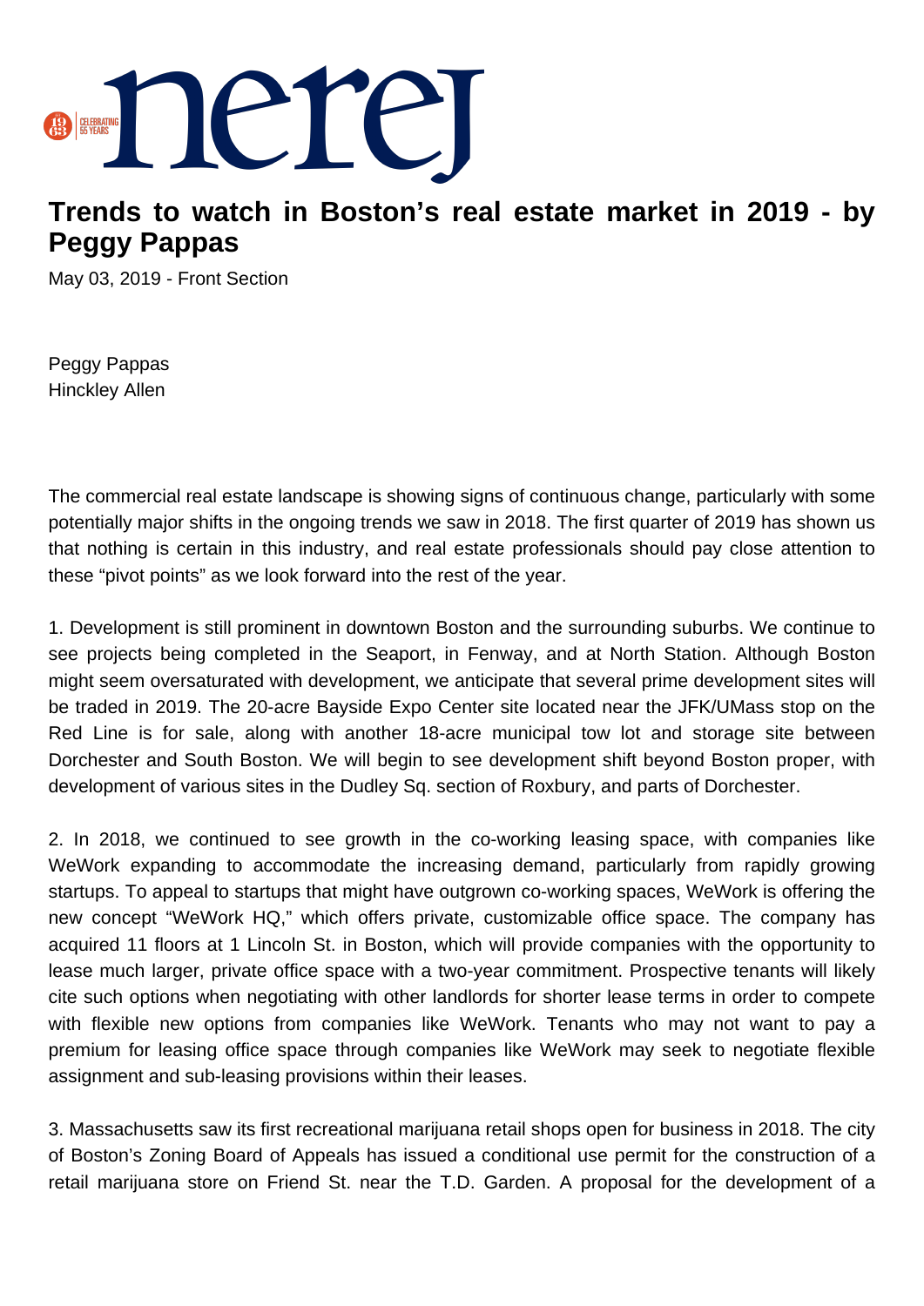# Trends to watch in Boston's real estate market in 2019 - by Peggy Pappas

May 03, 2019 - Front Section

Peggy Pappas
Hinckley Allen

The commercial real estate landscape is showing signs of continuous change, particularly with some potentially major shifts in the ongoing trends we saw in 2018. The first quarter of 2019 has shown us that nothing is certain in this industry, and real estate professionals should pay close attention to these "pivot points" as we look forward into the rest of the year.

1. Development is still prominent in downtown Boston and the surrounding suburbs. We continue to see projects being completed in the Seaport, in Fenway, and at North Station. Although Boston might seem oversaturated with development, we anticipate that several prime development sites will be traded in 2019. The 20-acre Bayside Expo Center site located near the JFK/UMass stop on the Red Line is for sale, along with another 18-acre municipal tow lot and storage site between Dorchester and South Boston. We will begin to see development shift beyond Boston proper, with development of various sites in the Dudley Sq. section of Roxbury, and parts of Dorchester.

2. In 2018, we continued to see growth in the co-working leasing space, with companies like WeWork expanding to accommodate the increasing demand, particularly from rapidly growing startups. To appeal to startups that might have outgrown co-working spaces, WeWork is offering the new concept "WeWork HQ," which offers private, customizable office space. The company has acquired 11 floors at 1 Lincoln St. in Boston, which will provide companies with the opportunity to lease much larger, private office space with a two-year commitment. Prospective tenants will likely cite such options when negotiating with other landlords for shorter lease terms in order to compete with flexible new options from companies like WeWork. Tenants who may not want to pay a premium for leasing office space through companies like WeWork may seek to negotiate flexible assignment and sub-leasing provisions within their leases.

3. Massachusetts saw its first recreational marijuana retail shops open for business in 2018. The city of Boston's Zoning Board of Appeals has issued a conditional use permit for the construction of a retail marijuana store on Friend St. near the T.D. Garden. A proposal for the development of a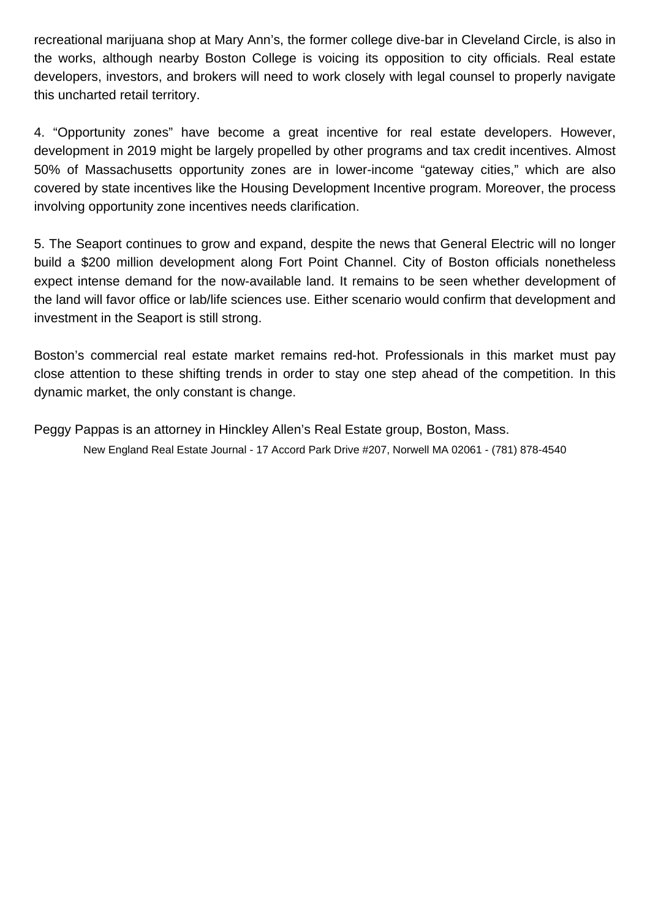recreational marijuana shop at Mary Ann's, the former college dive-bar in Cleveland Circle, is also in the works, although nearby Boston College is voicing its opposition to city officials. Real estate developers, investors, and brokers will need to work closely with legal counsel to properly navigate this uncharted retail territory.

4. "Opportunity zones" have become a great incentive for real estate developers. However, development in 2019 might be largely propelled by other programs and tax credit incentives. Almost 50% of Massachusetts opportunity zones are in lower-income "gateway cities," which are also covered by state incentives like the Housing Development Incentive program. Moreover, the process involving opportunity zone incentives needs clarification.

5. The Seaport continues to grow and expand, despite the news that General Electric will no longer build a $200 million development along Fort Point Channel. City of Boston officials nonetheless expect intense demand for the now-available land. It remains to be seen whether development of the land will favor office or lab/life sciences use. Either scenario would confirm that development and investment in the Seaport is still strong.

Boston's commercial real estate market remains red-hot. Professionals in this market must pay close attention to these shifting trends in order to stay one step ahead of the competition. In this dynamic market, the only constant is change.

Peggy Pappas is an attorney in Hinckley Allen's Real Estate group, Boston, Mass.